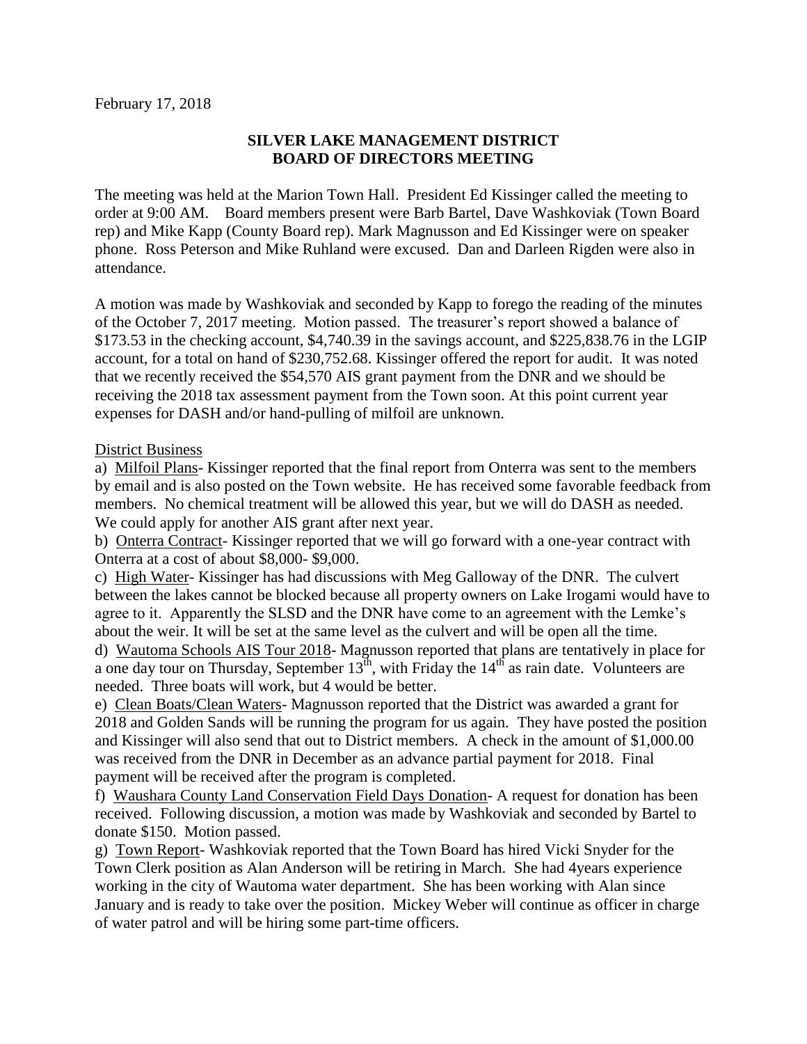February 17, 2018

**SILVER LAKE MANAGEMENT DISTRICT**
**BOARD OF DIRECTORS MEETING**

The meeting was held at the Marion Town Hall. President Ed Kissinger called the meeting to order at 9:00 AM. Board members present were Barb Bartel, Dave Washkoviak (Town Board rep) and Mike Kapp (County Board rep). Mark Magnusson and Ed Kissinger were on speaker phone. Ross Peterson and Mike Ruhland were excused. Dan and Darleen Rigden were also in attendance.

A motion was made by Washkoviak and seconded by Kapp to forego the reading of the minutes of the October 7, 2017 meeting. Motion passed. The treasurer's report showed a balance of $173.53 in the checking account, $4,740.39 in the savings account, and $225,838.76 in the LGIP account, for a total on hand of $230,752.68. Kissinger offered the report for audit. It was noted that we recently received the $54,570 AIS grant payment from the DNR and we should be receiving the 2018 tax assessment payment from the Town soon. At this point current year expenses for DASH and/or hand-pulling of milfoil are unknown.

<u>District Business</u>

a) <u>Milfoil Plans</u>- Kissinger reported that the final report from Onterra was sent to the members by email and is also posted on the Town website. He has received some favorable feedback from members. No chemical treatment will be allowed this year, but we will do DASH as needed. We could apply for another AIS grant after next year.

b) <u>Onterra Contract</u>- Kissinger reported that we will go forward with a one-year contract with Onterra at a cost of about $8,000- $9,000.

c) <u>High Water</u>- Kissinger has had discussions with Meg Galloway of the DNR. The culvert between the lakes cannot be blocked because all property owners on Lake Irogami would have to agree to it. Apparently the SLSD and the DNR have come to an agreement with the Lemke's about the weir. It will be set at the same level as the culvert and will be open all the time.

d) <u>Wautoma Schools AIS Tour 2018</u>- Magnusson reported that plans are tentatively in place for a one day tour on Thursday, September 13th, with Friday the 14th as rain date. Volunteers are needed. Three boats will work, but 4 would be better.

e) <u>Clean Boats/Clean Waters</u>- Magnusson reported that the District was awarded a grant for 2018 and Golden Sands will be running the program for us again. They have posted the position and Kissinger will also send that out to District members. A check in the amount of $1,000.00 was received from the DNR in December as an advance partial payment for 2018. Final payment will be received after the program is completed.

f) <u>Waushara County Land Conservation Field Days Donation</u>- A request for donation has been received. Following discussion, a motion was made by Washkoviak and seconded by Bartel to donate $150. Motion passed.

g) <u>Town Report</u>- Washkoviak reported that the Town Board has hired Vicki Snyder for the Town Clerk position as Alan Anderson will be retiring in March. She had 4years experience working in the city of Wautoma water department. She has been working with Alan since January and is ready to take over the position. Mickey Weber will continue as officer in charge of water patrol and will be hiring some part-time officers.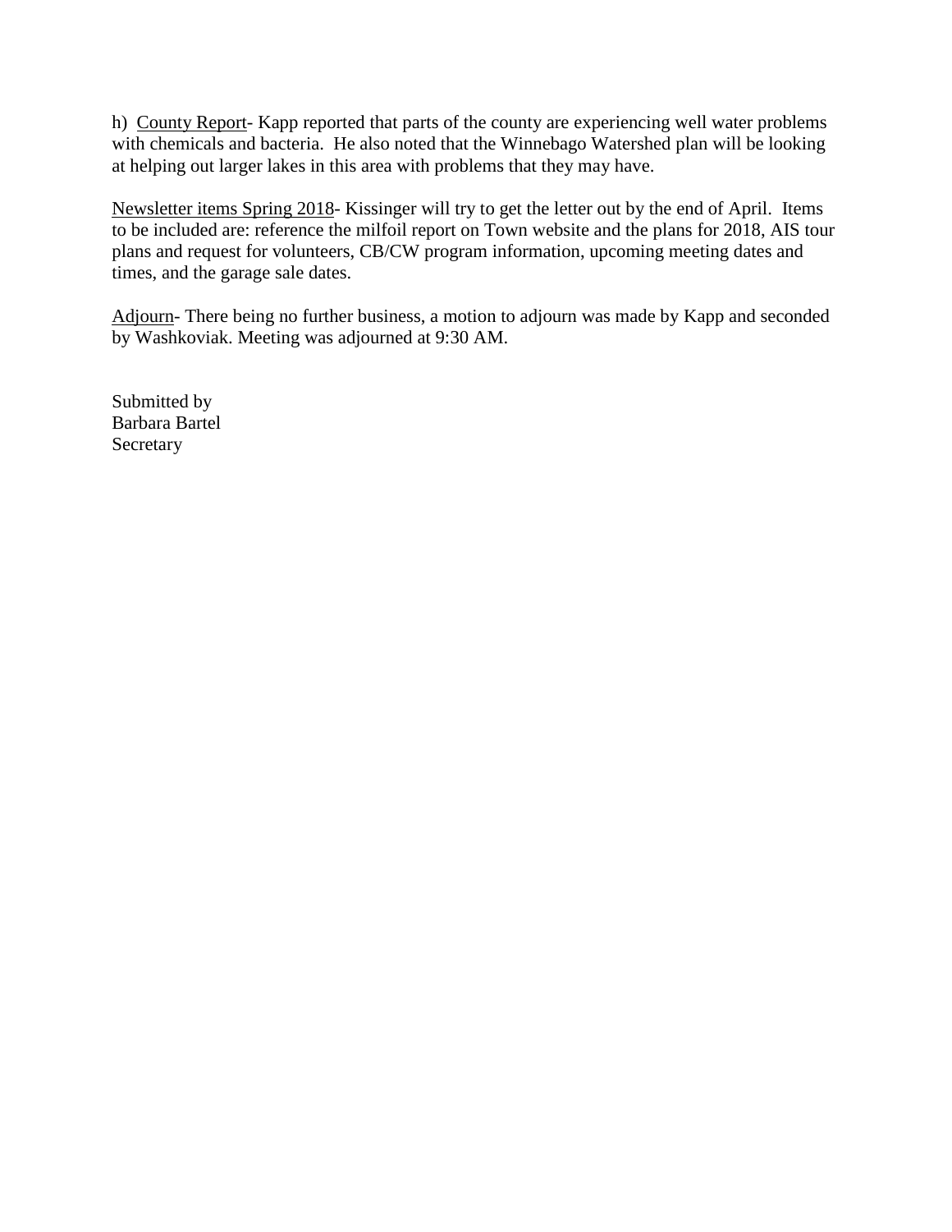h) County Report- Kapp reported that parts of the county are experiencing well water problems with chemicals and bacteria. He also noted that the Winnebago Watershed plan will be looking at helping out larger lakes in this area with problems that they may have.

Newsletter items Spring 2018- Kissinger will try to get the letter out by the end of April. Items to be included are: reference the milfoil report on Town website and the plans for 2018, AIS tour plans and request for volunteers, CB/CW program information, upcoming meeting dates and times, and the garage sale dates.

Adjourn- There being no further business, a motion to adjourn was made by Kapp and seconded by Washkoviak. Meeting was adjourned at 9:30 AM.

Submitted by
Barbara Bartel
Secretary